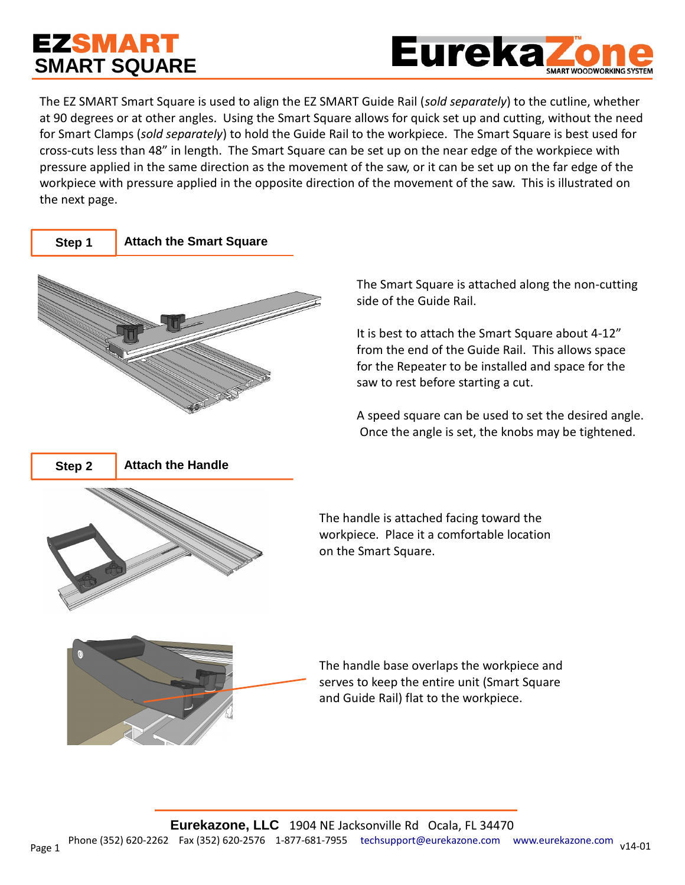# EZSMART SMART SQUARE

EurekaZone™ SMART WOODWORKING SYSTEM

The EZ SMART Smart Square is used to align the EZ SMART Guide Rail (*sold separately*) to the cutline, whether at 90 degrees or at other angles. Using the Smart Square allows for quick set up and cutting, without the need for Smart Clamps (*sold separately*) to hold the Guide Rail to the workpiece. The Smart Square is best used for cross-cuts less than 48" in length. The Smart Square can be set up on the near edge of the workpiece with pressure applied in the same direction as the movement of the saw, or it can be set up on the far edge of the workpiece with pressure applied in the opposite direction of the movement of the saw. This is illustrated on the next page.

## Step 1 — Attach the Smart Square

The Smart Square is attached along the non-cutting side of the Guide Rail.

It is best to attach the Smart Square about 4-12" from the end of the Guide Rail. This allows space for the Repeater to be installed and space for the saw to rest before starting a cut.

A speed square can be used to set the desired angle. Once the angle is set, the knobs may be tightened.

## Step 2 — Attach the Handle

The handle is attached facing toward the workpiece. Place it a comfortable location on the Smart Square.

The handle base overlaps the workpiece and serves to keep the entire unit (Smart Square and Guide Rail) flat to the workpiece.

**Eurekazone, LLC** 1904 NE Jacksonville Rd Ocala, FL 34470
Phone (352) 620-2262 Fax (352) 620-2576 1-877-681-7955 techsupport@eurekazone.com www.eurekazone.com v14-01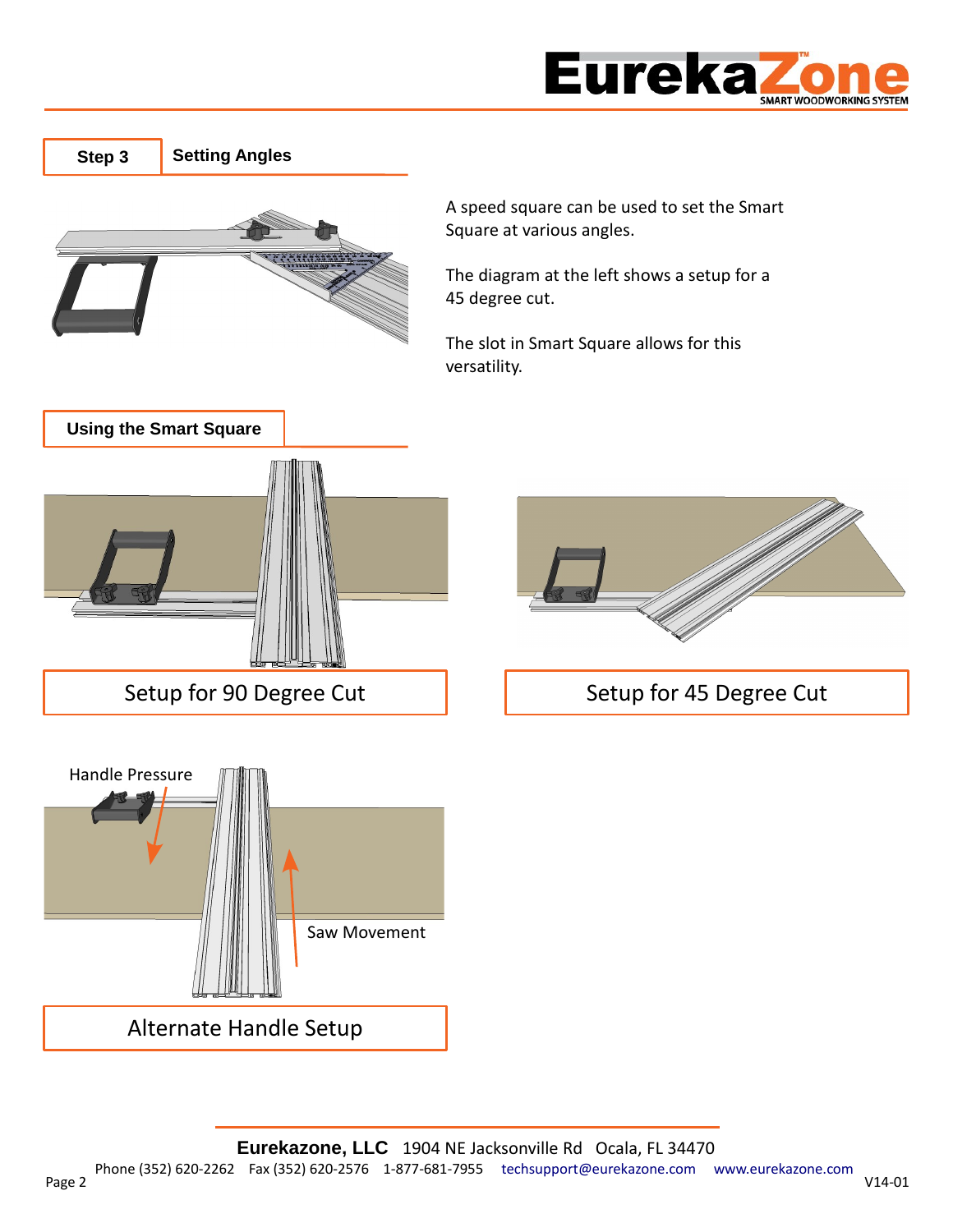## Step 3 Setting Angles

A speed square can be used to set the Smart Square at various angles.

The diagram at the left shows a setup for a 45 degree cut.

The slot in Smart Square allows for this versatility.

## Using the Smart Square

Setup for 90 Degree Cut

Setup for 45 Degree Cut

Handle Pressure

Saw Movement

Alternate Handle Setup

**Eurekazone, LLC** 1904 NE Jacksonville Rd Ocala, FL 34470

Phone (352) 620-2262 Fax (352) 620-2576 1-877-681-7955 techsupport@eurekazone.com www.eurekazone.com

V14-01